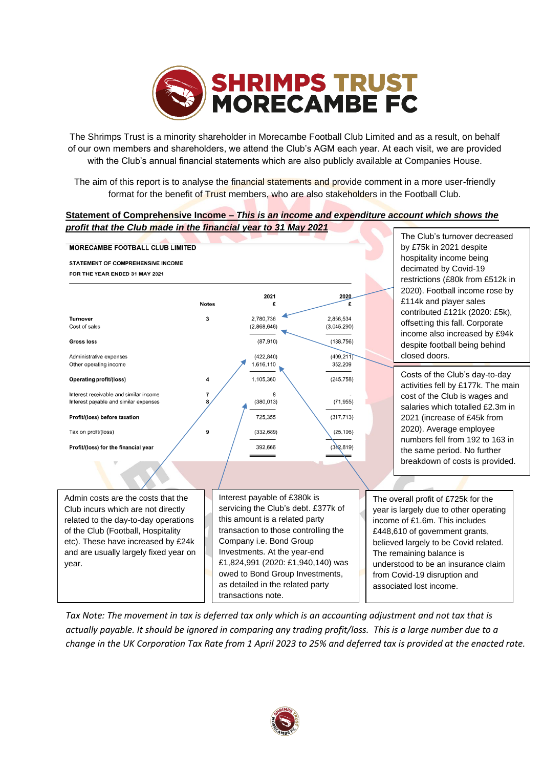# SHRIMPS TRUST MORECAMBE FC

The Shrimps Trust is a minority shareholder in Morecambe Football Club Limited and as a result, on behalf of our own members and shareholders, we attend the Club's AGM each year. At each visit, we are provided with the Club's annual financial statements which are also publicly available at Companies House.

The aim of this report is to analyse the financial statements and provide comment in a more user-friendly format for the benefit of Trust members, who are also stakeholders in the Football Club.

**Statement of Comprehensive Income – *This is an income and expenditure account which shows the profit that the Club made in the financial year to 31 May 2021***

**MORECAMBE FOOTBALL CLUB LIMITED**

**STATEMENT OF COMPREHENSIVE INCOME**

**FOR THE YEAR ENDED 31 MAY 2021**

| | Notes | 2021 £ | 2020 £ |
|---|---|---|---|
| **Turnover** | 3 | 2,780,736 | 2,856,534 |
| Cost of sales | | (2,868,646) | (3,045,290) |
| **Gross loss** | | (87,910) | (188,756) |
| Administrative expenses | | (422,840) | (409,211) |
| Other operating income | | 1,616,110 | 352,209 |
| **Operating profit/(loss)** | 4 | 1,105,360 | (245,758) |
| Interest receivable and similar income | 7 | 8 | - |
| Interest payable and similar expenses | 8 | (380,013) | (71,955) |
| **Profit/(loss) before taxation** | | 725,355 | (317,713) |
| Tax on profit/(loss) | 9 | (332,689) | (25,106) |
| **Profit/(loss) for the financial year** | | 392,666 | (342,819) |

The Club's turnover decreased by £75k in 2021 despite hospitality income being decimated by Covid-19 restrictions (£80k from £512k in 2020). Football income rose by £114k and player sales contributed £121k (2020: £5k), offsetting this fall. Corporate income also increased by £94k despite football being behind closed doors.

Costs of the Club's day-to-day activities fell by £177k. The main cost of the Club is wages and salaries which totalled £2.3m in 2021 (increase of £45k from 2020). Average employee numbers fell from 192 to 163 in the same period. No further breakdown of costs is provided.

Admin costs are the costs that the Club incurs which are not directly related to the day-to-day operations of the Club (Football, Hospitality etc). These have increased by £24k and are usually largely fixed year on year.

Interest payable of £380k is servicing the Club's debt. £377k of this amount is a related party transaction to those controlling the Company i.e. Bond Group Investments. At the year-end £1,824,991 (2020: £1,940,140) was owed to Bond Group Investments, as detailed in the related party transactions note.

The overall profit of £725k for the year is largely due to other operating income of £1.6m. This includes £448,610 of government grants, believed largely to be Covid related. The remaining balance is understood to be an insurance claim from Covid-19 disruption and associated lost income.

*Tax Note: The movement in tax is deferred tax only which is an accounting adjustment and not tax that is actually payable. It should be ignored in comparing any trading profit/loss. This is a large number due to a change in the UK Corporation Tax Rate from 1 April 2023 to 25% and deferred tax is provided at the enacted rate.*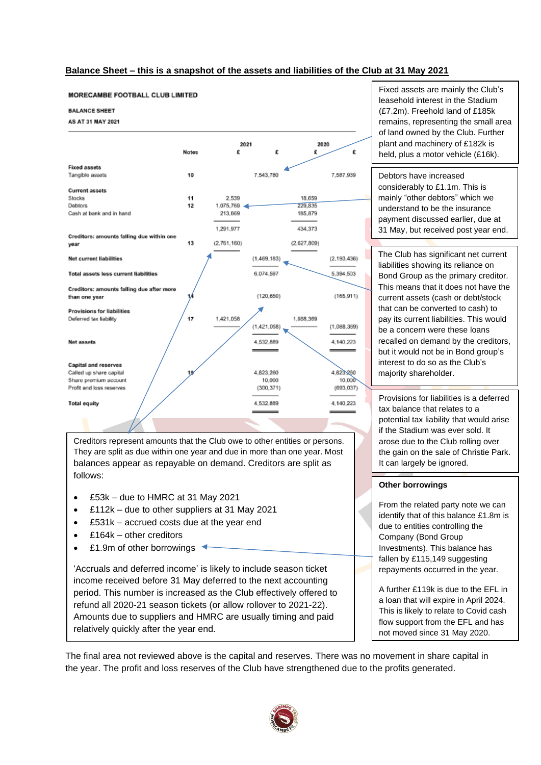## Balance Sheet – this is a snapshot of the assets and liabilities of the Club at 31 May 2021

**MORECAMBE FOOTBALL CLUB LIMITED**

**BALANCE SHEET**

**AS AT 31 MAY 2021**

| | Notes | 2021 £ | 2021 £ | 2020 £ | 2020 £ |
|---|---|---|---|---|---|
| **Fixed assets** | | | | | |
| Tangible assets | 10 | | 7,543,780 | | 7,587,939 |
| **Current assets** | | | | | |
| Stocks | 11 | 2,539 | | 18,659 | |
| Debtors | 12 | 1,075,769 | | 229,835 | |
| Cash at bank and in hand | | 213,669 | | 185,879 | |
| | | 1,291,977 | | 434,373 | |
| **Creditors: amounts falling due within one year** | 13 | (2,761,160) | | (2,627,809) | |
| **Net current liabilities** | | | (1,469,183) | | (2,193,436) |
| **Total assets less current liabilities** | | | 6,074,597 | | 5,394,503 |
| **Creditors: amounts falling due after more than one year** | 14 | | (120,650) | | (165,911) |
| **Provisions for liabilities** | | | | | |
| Deferred tax liability | 17 | 1,421,058 | | 1,088,369 | |
| | | | (1,421,058) | | (1,088,369) |
| **Net assets** | | | 4,532,889 | | 4,140,223 |
| **Capital and reserves** | | | | | |
| Called up share capital | 19 | | 4,823,260 | | 4,823,260 |
| Share premium account | | | 10,000 | | 10,000 |
| Profit and loss reserves | | | (300,371) | | (693,037) |
| **Total equity** | | | 4,532,889 | | 4,140,223 |

Fixed assets are mainly the Club's leasehold interest in the Stadium (£7.2m). Freehold land of £185k remains, representing the small area of land owned by the Club. Further plant and machinery of £182k is held, plus a motor vehicle (£16k).

Debtors have increased considerably to £1.1m. This is mainly "other debtors" which we understand to be the insurance payment discussed earlier, due at 31 May, but received post year end.

The Club has significant net current liabilities showing its reliance on Bond Group as the primary creditor. This means that it does not have the current assets (cash or debt/stock that can be converted to cash) to pay its current liabilities. This would be a concern were these loans recalled on demand by the creditors, but it would not be in Bond group's interest to do so as the Club's majority shareholder.

Provisions for liabilities is a deferred tax balance that relates to a potential tax liability that would arise if the Stadium was ever sold. It arose due to the Club rolling over the gain on the sale of Christie Park. It can largely be ignored.

Creditors represent amounts that the Club owe to other entities or persons. They are split as due within one year and due in more than one year. Most balances appear as repayable on demand. Creditors are split as follows:

- £53k – due to HMRC at 31 May 2021
- £112k – due to other suppliers at 31 May 2021
- £531k – accrued costs due at the year end
- £164k – other creditors
- £1.9m of other borrowings

'Accruals and deferred income' is likely to include season ticket income received before 31 May deferred to the next accounting period. This number is increased as the Club effectively offered to refund all 2020-21 season tickets (or allow rollover to 2021-22). Amounts due to suppliers and HMRC are usually timing and paid relatively quickly after the year end.

**Other borrowings**

From the related party note we can identify that of this balance £1.8m is due to entities controlling the Company (Bond Group Investments). This balance has fallen by £115,149 suggesting repayments occurred in the year.

A further £119k is due to the EFL in a loan that will expire in April 2024. This is likely to relate to Covid cash flow support from the EFL and has not moved since 31 May 2020.

The final area not reviewed above is the capital and reserves. There was no movement in share capital in the year. The profit and loss reserves of the Club have strengthened due to the profits generated.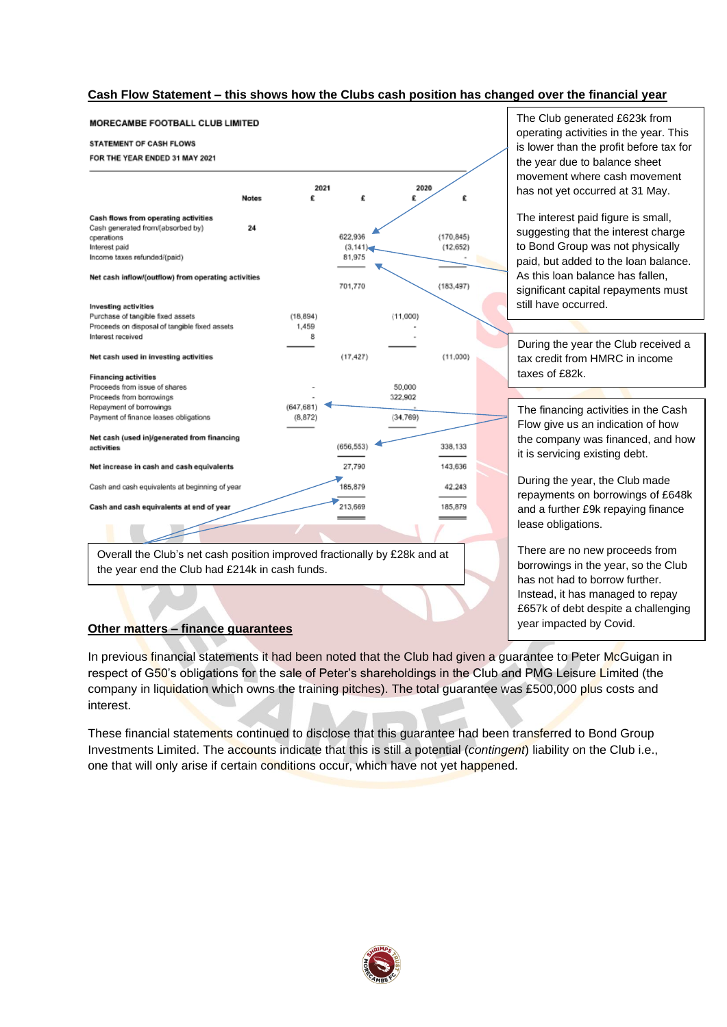## Cash Flow Statement – this shows how the Clubs cash position has changed over the financial year

**MORECAMBE FOOTBALL CLUB LIMITED**

**STATEMENT OF CASH FLOWS**

**FOR THE YEAR ENDED 31 MAY 2021**

| | Notes | 2021 £ | £ | 2020 £ | £ |
|---|---|---|---|---|---|
| **Cash flows from operating activities** | | | | | |
| Cash generated from/(absorbed by) operations | 24 | | 622,936 | | (170,845) |
| Interest paid | | | (3,141) | | (12,652) |
| Income taxes refunded/(paid) | | | 81,975 | | - |
| **Net cash inflow/(outflow) from operating activities** | | | 701,770 | | (183,497) |
| **Investing activities** | | | | | |
| Purchase of tangible fixed assets | | (18,894) | | (11,000) | |
| Proceeds on disposal of tangible fixed assets | | 1,459 | | - | |
| Interest received | | 8 | | - | |
| **Net cash used in investing activities** | | | (17,427) | | (11,000) |
| **Financing activities** | | | | | |
| Proceeds from issue of shares | | - | | 50,000 | |
| Proceeds from borrowings | | - | | 322,902 | |
| Repayment of borrowings | | (647,681) | | - | |
| Payment of finance leases obligations | | (8,872) | | (34,769) | |
| **Net cash (used in)/generated from financing activities** | | | (656,553) | | 338,133 |
| **Net increase in cash and cash equivalents** | | | 27,790 | | 143,636 |
| Cash and cash equivalents at beginning of year | | | 185,879 | | 42,243 |
| **Cash and cash equivalents at end of year** | | | 213,669 | | 185,879 |

The Club generated £623k from operating activities in the year. This is lower than the profit before tax for the year due to balance sheet movement where cash movement has not yet occurred at 31 May.

The interest paid figure is small, suggesting that the interest charge to Bond Group was not physically paid, but added to the loan balance. As this loan balance has fallen, significant capital repayments must still have occurred.

During the year the Club received a tax credit from HMRC in income taxes of £82k.

The financing activities in the Cash Flow give us an indication of how the company was financed, and how it is servicing existing debt.

During the year, the Club made repayments on borrowings of £648k and a further £9k repaying finance lease obligations.

There are no new proceeds from borrowings in the year, so the Club has not had to borrow further. Instead, it has managed to repay £657k of debt despite a challenging year impacted by Covid.

Overall the Club's net cash position improved fractionally by £28k and at the year end the Club had £214k in cash funds.

## Other matters – finance guarantees

In previous financial statements it had been noted that the Club had given a guarantee to Peter McGuigan in respect of G50's obligations for the sale of Peter's shareholdings in the Club and PMG Leisure Limited (the company in liquidation which owns the training pitches). The total guarantee was £500,000 plus costs and interest.

These financial statements continued to disclose that this guarantee had been transferred to Bond Group Investments Limited. The accounts indicate that this is still a potential (*contingent*) liability on the Club i.e., one that will only arise if certain conditions occur, which have not yet happened.